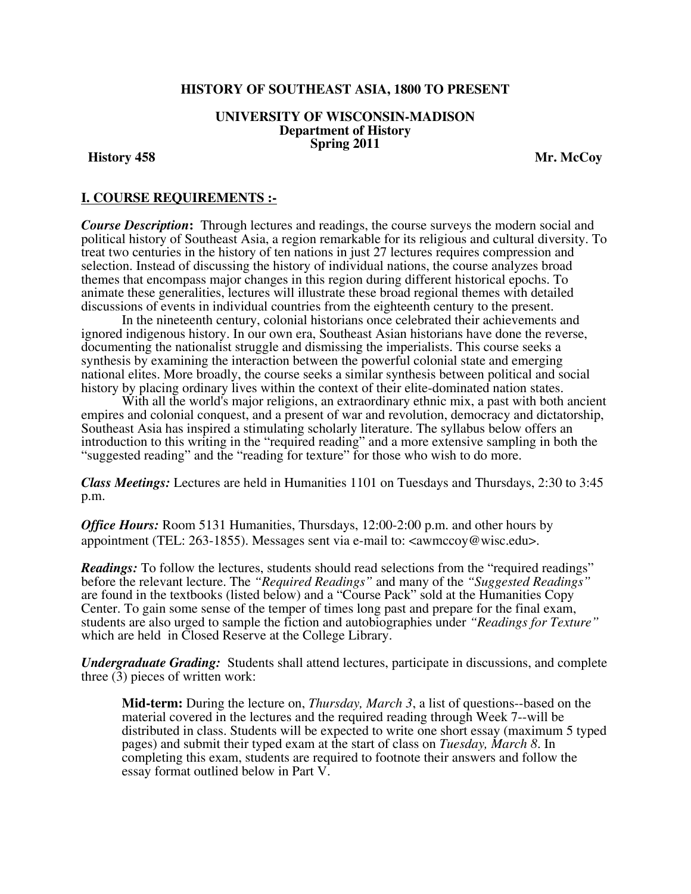# HISTORY OF SOUTHEAST ASIA, 1800 TO PRESENT

## UNIVERSITY OF WISCONSIN-MADISON
### Department of History
### Spring 2011

**History 458** **Mr. McCoy**

## I. COURSE REQUIREMENTS :-

***Course Description*:** Through lectures and readings, the course surveys the modern social and political history of Southeast Asia, a region remarkable for its religious and cultural diversity. To treat two centuries in the history of ten nations in just 27 lectures requires compression and selection. Instead of discussing the history of individual nations, the course analyzes broad themes that encompass major changes in this region during different historical epochs. To animate these generalities, lectures will illustrate these broad regional themes with detailed discussions of events in individual countries from the eighteenth century to the present.

In the nineteenth century, colonial historians once celebrated their achievements and ignored indigenous history. In our own era, Southeast Asian historians have done the reverse, documenting the nationalist struggle and dismissing the imperialists. This course seeks a synthesis by examining the interaction between the powerful colonial state and emerging national elites. More broadly, the course seeks a similar synthesis between political and social history by placing ordinary lives within the context of their elite-dominated nation states.

With all the world's major religions, an extraordinary ethnic mix, a past with both ancient empires and colonial conquest, and a present of war and revolution, democracy and dictatorship, Southeast Asia has inspired a stimulating scholarly literature. The syllabus below offers an introduction to this writing in the "required reading" and a more extensive sampling in both the "suggested reading" and the "reading for texture" for those who wish to do more.

***Class Meetings:*** Lectures are held in Humanities 1101 on Tuesdays and Thursdays, 2:30 to 3:45 p.m.

***Office Hours:*** Room 5131 Humanities, Thursdays, 12:00-2:00 p.m. and other hours by appointment (TEL: 263-1855). Messages sent via e-mail to: <awmccoy@wisc.edu>.

***Readings:*** To follow the lectures, students should read selections from the "required readings" before the relevant lecture. The *"Required Readings"* and many of the *"Suggested Readings"* are found in the textbooks (listed below) and a "Course Pack" sold at the Humanities Copy Center. To gain some sense of the temper of times long past and prepare for the final exam, students are also urged to sample the fiction and autobiographies under *"Readings for Texture"* which are held in Closed Reserve at the College Library.

***Undergraduate Grading:*** Students shall attend lectures, participate in discussions, and complete three (3) pieces of written work:

> **Mid-term:** During the lecture on, *Thursday, March 3*, a list of questions--based on the material covered in the lectures and the required reading through Week 7--will be distributed in class. Students will be expected to write one short essay (maximum 5 typed pages) and submit their typed exam at the start of class on *Tuesday, March 8*. In completing this exam, students are required to footnote their answers and follow the essay format outlined below in Part V.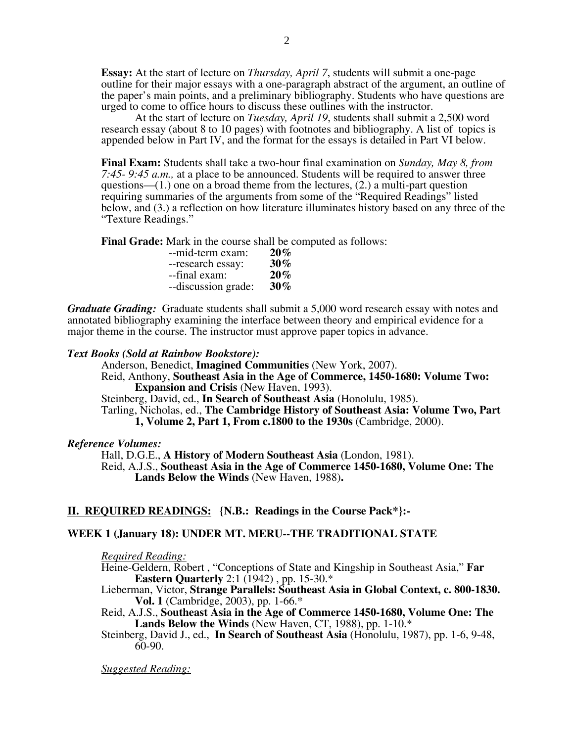**Essay:** At the start of lecture on *Thursday, April 7*, students will submit a one-page outline for their major essays with a one-paragraph abstract of the argument, an outline of the paper's main points, and a preliminary bibliography. Students who have questions are urged to come to office hours to discuss these outlines with the instructor.

At the start of lecture on *Tuesday, April 19*, students shall submit a 2,500 word research essay (about 8 to 10 pages) with footnotes and bibliography. A list of topics is appended below in Part IV, and the format for the essays is detailed in Part VI below.

**Final Exam:** Students shall take a two-hour final examination on *Sunday, May 8, from 7:45- 9:45 a.m.,* at a place to be announced. Students will be required to answer three questions—(1.) one on a broad theme from the lectures, (2.) a multi-part question requiring summaries of the arguments from some of the "Required Readings" listed below, and (3.) a reflection on how literature illuminates history based on any three of the "Texture Readings."

**Final Grade:** Mark in the course shall be computed as follows:

- --mid-term exam: **20%**
- --research essay: **30%**
- --final exam: **20%**
- --discussion grade: **30%**

***Graduate Grading:*** Graduate students shall submit a 5,000 word research essay with notes and annotated bibliography examining the interface between theory and empirical evidence for a major theme in the course. The instructor must approve paper topics in advance.

***Text Books (Sold at Rainbow Bookstore):***

Anderson, Benedict, **Imagined Communities** (New York, 2007).

Reid, Anthony, **Southeast Asia in the Age of Commerce, 1450-1680: Volume Two: Expansion and Crisis** (New Haven, 1993).

Steinberg, David, ed., **In Search of Southeast Asia** (Honolulu, 1985).

Tarling, Nicholas, ed., **The Cambridge History of Southeast Asia: Volume Two, Part 1, Volume 2, Part 1, From c.1800 to the 1930s** (Cambridge, 2000).

***Reference Volumes:***

Hall, D.G.E., **A History of Modern Southeast Asia** (London, 1981).

Reid, A.J.S., **Southeast Asia in the Age of Commerce 1450-1680, Volume One: The Lands Below the Winds** (New Haven, 1988)**.**

## II. REQUIRED READINGS: {N.B.: Readings in the Course Pack*}:-

### WEEK 1 (January 18): UNDER MT. MERU--THE TRADITIONAL STATE

*Required Reading:*

Heine-Geldern, Robert , "Conceptions of State and Kingship in Southeast Asia," **Far Eastern Quarterly** 2:1 (1942) , pp. 15-30.*

Lieberman, Victor, **Strange Parallels: Southeast Asia in Global Context, c. 800-1830. Vol. 1** (Cambridge, 2003), pp. 1-66.*

Reid, A.J.S., **Southeast Asia in the Age of Commerce 1450-1680, Volume One: The Lands Below the Winds** (New Haven, CT, 1988), pp. 1-10.*

Steinberg, David J., ed., **In Search of Southeast Asia** (Honolulu, 1987), pp. 1-6, 9-48, 60-90.

*Suggested Reading:*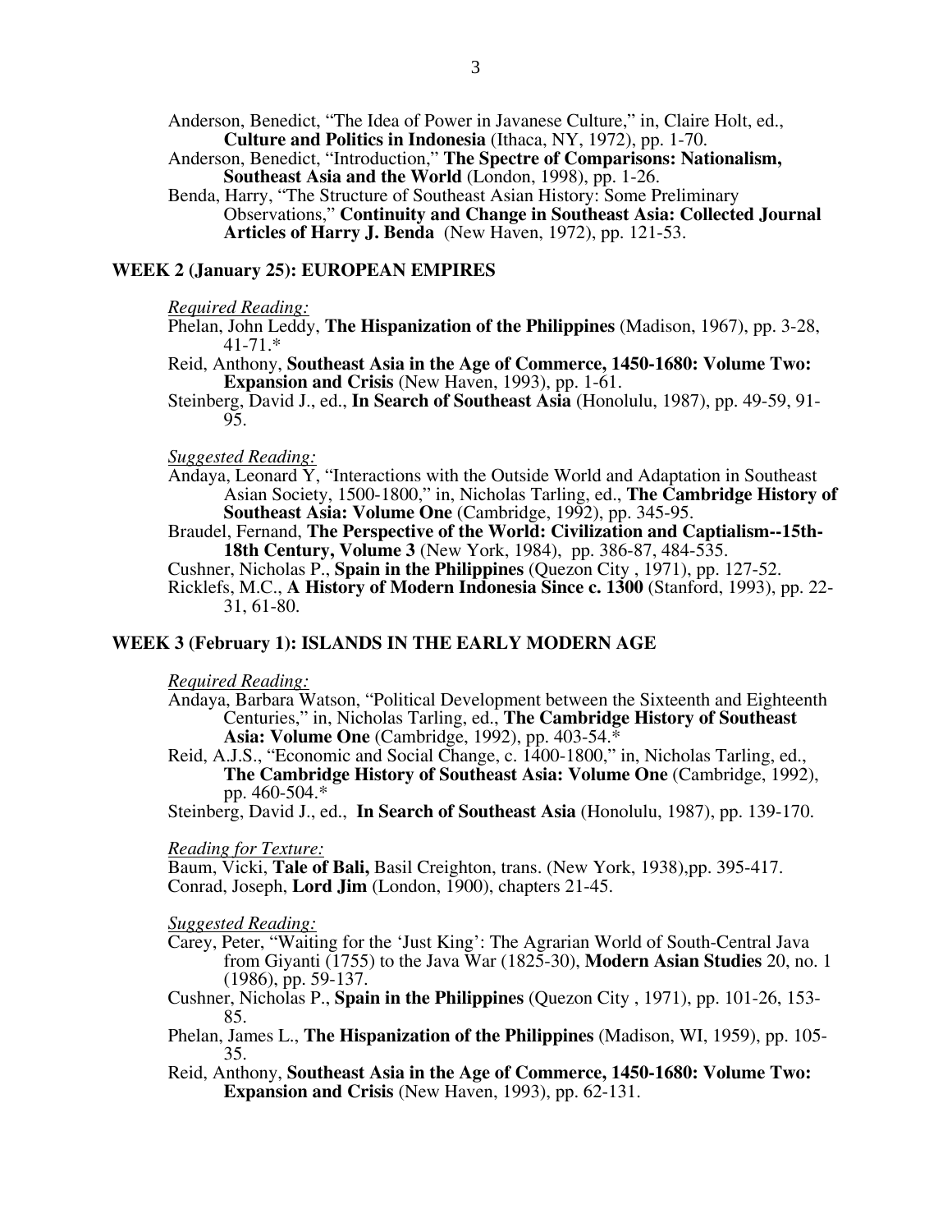Anderson, Benedict, "The Idea of Power in Javanese Culture," in, Claire Holt, ed., **Culture and Politics in Indonesia** (Ithaca, NY, 1972), pp. 1-70.

Anderson, Benedict, "Introduction," **The Spectre of Comparisons: Nationalism, Southeast Asia and the World** (London, 1998), pp. 1-26.

Benda, Harry, "The Structure of Southeast Asian History: Some Preliminary Observations," **Continuity and Change in Southeast Asia: Collected Journal Articles of Harry J. Benda** (New Haven, 1972), pp. 121-53.

## WEEK 2 (January 25): EUROPEAN EMPIRES

*Required Reading:*

Phelan, John Leddy, **The Hispanization of the Philippines** (Madison, 1967), pp. 3-28, 41-71.*

Reid, Anthony, **Southeast Asia in the Age of Commerce, 1450-1680: Volume Two: Expansion and Crisis** (New Haven, 1993), pp. 1-61.

Steinberg, David J., ed., **In Search of Southeast Asia** (Honolulu, 1987), pp. 49-59, 91-95.

*Suggested Reading:*

Andaya, Leonard Y, "Interactions with the Outside World and Adaptation in Southeast Asian Society, 1500-1800," in, Nicholas Tarling, ed., **The Cambridge History of Southeast Asia: Volume One** (Cambridge, 1992), pp. 345-95.

Braudel, Fernand, **The Perspective of the World: Civilization and Captialism--15th-18th Century, Volume 3** (New York, 1984), pp. 386-87, 484-535.

Cushner, Nicholas P., **Spain in the Philippines** (Quezon City , 1971), pp. 127-52.

Ricklefs, M.C., **A History of Modern Indonesia Since c. 1300** (Stanford, 1993), pp. 22-31, 61-80.

## WEEK 3 (February 1): ISLANDS IN THE EARLY MODERN AGE

*Required Reading:*

Andaya, Barbara Watson, "Political Development between the Sixteenth and Eighteenth Centuries," in, Nicholas Tarling, ed., **The Cambridge History of Southeast Asia: Volume One** (Cambridge, 1992), pp. 403-54.*

Reid, A.J.S., "Economic and Social Change, c. 1400-1800," in, Nicholas Tarling, ed., **The Cambridge History of Southeast Asia: Volume One** (Cambridge, 1992), pp. 460-504.*

Steinberg, David J., ed., **In Search of Southeast Asia** (Honolulu, 1987), pp. 139-170.

*Reading for Texture:*

Baum, Vicki, **Tale of Bali,** Basil Creighton, trans. (New York, 1938),pp. 395-417.

Conrad, Joseph, **Lord Jim** (London, 1900), chapters 21-45.

*Suggested Reading:*

Carey, Peter, "Waiting for the 'Just King': The Agrarian World of South-Central Java from Giyanti (1755) to the Java War (1825-30), **Modern Asian Studies** 20, no. 1 (1986), pp. 59-137.

Cushner, Nicholas P., **Spain in the Philippines** (Quezon City , 1971), pp. 101-26, 153-85.

Phelan, James L., **The Hispanization of the Philippines** (Madison, WI, 1959), pp. 105-35.

Reid, Anthony, **Southeast Asia in the Age of Commerce, 1450-1680: Volume Two: Expansion and Crisis** (New Haven, 1993), pp. 62-131.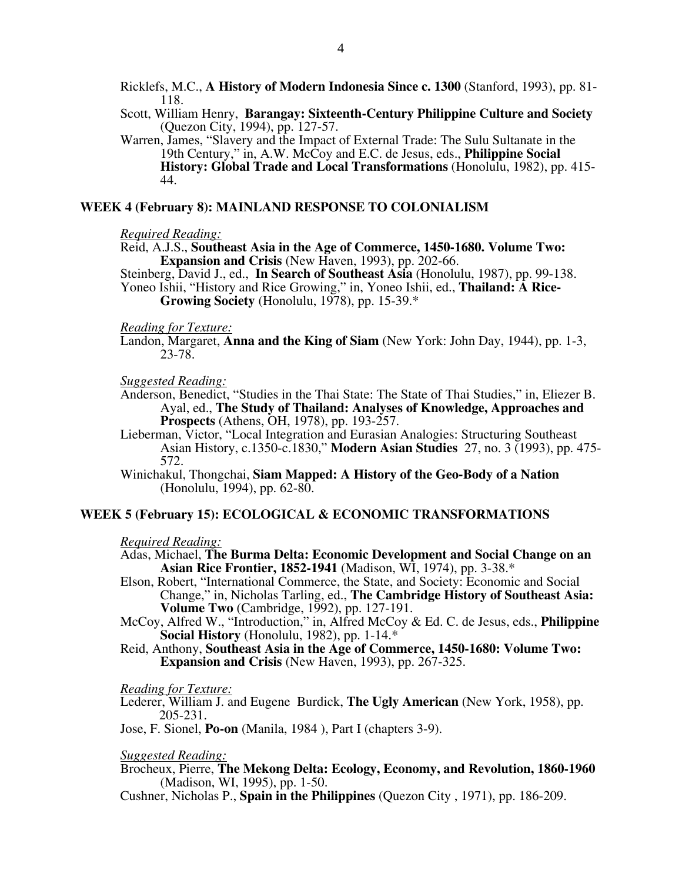Ricklefs, M.C., **A History of Modern Indonesia Since c. 1300** (Stanford, 1993), pp. 81-118.

Scott, William Henry, **Barangay: Sixteenth-Century Philippine Culture and Society** (Quezon City, 1994), pp. 127-57.

Warren, James, "Slavery and the Impact of External Trade: The Sulu Sultanate in the 19th Century," in, A.W. McCoy and E.C. de Jesus, eds., **Philippine Social History: Global Trade and Local Transformations** (Honolulu, 1982), pp. 415-44.

### WEEK 4 (February 8): MAINLAND RESPONSE TO COLONIALISM

*Required Reading:*

Reid, A.J.S., **Southeast Asia in the Age of Commerce, 1450-1680. Volume Two: Expansion and Crisis** (New Haven, 1993), pp. 202-66.

Steinberg, David J., ed., **In Search of Southeast Asia** (Honolulu, 1987), pp. 99-138.

Yoneo Ishii, "History and Rice Growing," in, Yoneo Ishii, ed., **Thailand: A Rice-Growing Society** (Honolulu, 1978), pp. 15-39.*

*Reading for Texture:*

Landon, Margaret, **Anna and the King of Siam** (New York: John Day, 1944), pp. 1-3, 23-78.

*Suggested Reading:*

Anderson, Benedict, "Studies in the Thai State: The State of Thai Studies," in, Eliezer B. Ayal, ed., **The Study of Thailand: Analyses of Knowledge, Approaches and Prospects** (Athens, OH, 1978), pp. 193-257.

Lieberman, Victor, "Local Integration and Eurasian Analogies: Structuring Southeast Asian History, c.1350-c.1830," **Modern Asian Studies** 27, no. 3 (1993), pp. 475-572.

Winichakul, Thongchai, **Siam Mapped: A History of the Geo-Body of a Nation** (Honolulu, 1994), pp. 62-80.

### WEEK 5 (February 15): ECOLOGICAL & ECONOMIC TRANSFORMATIONS

*Required Reading:*

Adas, Michael, **The Burma Delta: Economic Development and Social Change on an Asian Rice Frontier, 1852-1941** (Madison, WI, 1974), pp. 3-38.*

Elson, Robert, "International Commerce, the State, and Society: Economic and Social Change," in, Nicholas Tarling, ed., **The Cambridge History of Southeast Asia: Volume Two** (Cambridge, 1992), pp. 127-191.

McCoy, Alfred W., "Introduction," in, Alfred McCoy & Ed. C. de Jesus, eds., **Philippine Social History** (Honolulu, 1982), pp. 1-14.*

Reid, Anthony, **Southeast Asia in the Age of Commerce, 1450-1680: Volume Two: Expansion and Crisis** (New Haven, 1993), pp. 267-325.

*Reading for Texture:*

Lederer, William J. and Eugene Burdick, **The Ugly American** (New York, 1958), pp. 205-231.

Jose, F. Sionel, **Po-on** (Manila, 1984 ), Part I (chapters 3-9).

*Suggested Reading:*

Brocheux, Pierre, **The Mekong Delta: Ecology, Economy, and Revolution, 1860-1960** (Madison, WI, 1995), pp. 1-50.

Cushner, Nicholas P., **Spain in the Philippines** (Quezon City , 1971), pp. 186-209.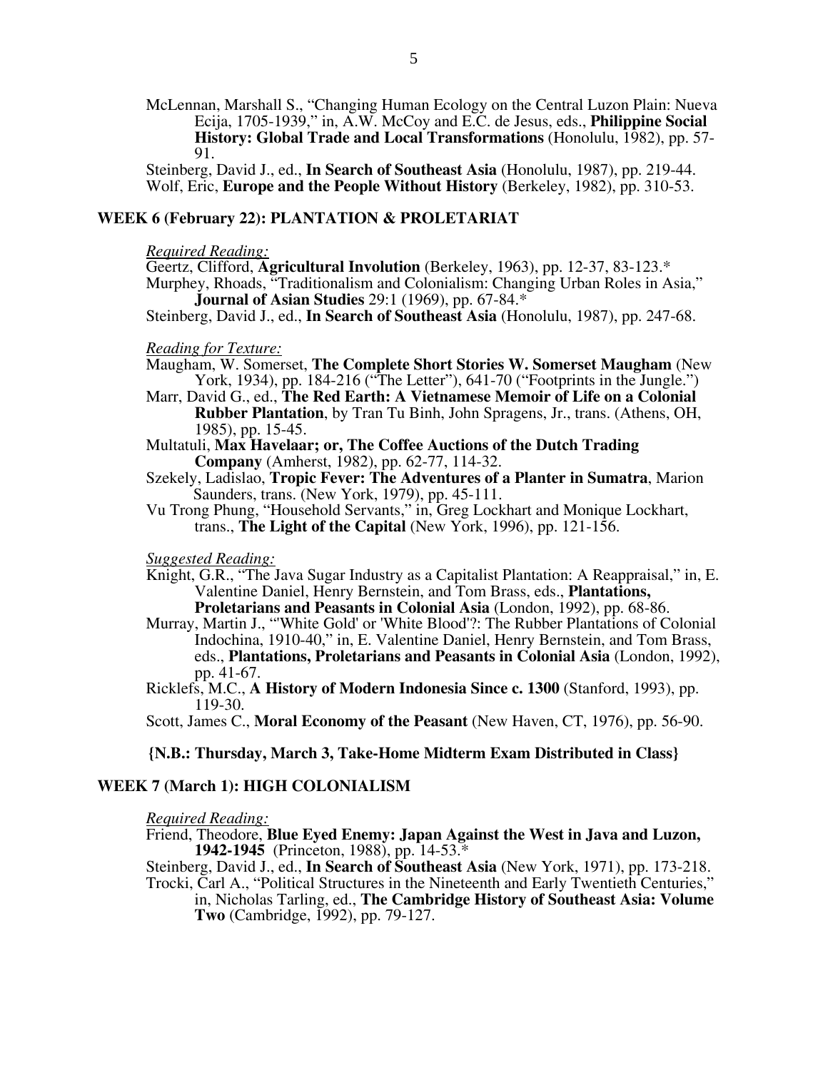McLennan, Marshall S., "Changing Human Ecology on the Central Luzon Plain: Nueva Ecija, 1705-1939," in, A.W. McCoy and E.C. de Jesus, eds., **Philippine Social History: Global Trade and Local Transformations** (Honolulu, 1982), pp. 57-91.

Steinberg, David J., ed., **In Search of Southeast Asia** (Honolulu, 1987), pp. 219-44.

Wolf, Eric, **Europe and the People Without History** (Berkeley, 1982), pp. 310-53.

## WEEK 6 (February 22): PLANTATION & PROLETARIAT

*Required Reading:*

Geertz, Clifford, **Agricultural Involution** (Berkeley, 1963), pp. 12-37, 83-123.*

Murphey, Rhoads, "Traditionalism and Colonialism: Changing Urban Roles in Asia," **Journal of Asian Studies** 29:1 (1969), pp. 67-84.*

Steinberg, David J., ed., **In Search of Southeast Asia** (Honolulu, 1987), pp. 247-68.

*Reading for Texture:*

Maugham, W. Somerset, **The Complete Short Stories W. Somerset Maugham** (New York, 1934), pp. 184-216 ("The Letter"), 641-70 ("Footprints in the Jungle.")

Marr, David G., ed., **The Red Earth: A Vietnamese Memoir of Life on a Colonial Rubber Plantation**, by Tran Tu Binh, John Spragens, Jr., trans. (Athens, OH, 1985), pp. 15-45.

Multatuli, **Max Havelaar; or, The Coffee Auctions of the Dutch Trading Company** (Amherst, 1982), pp. 62-77, 114-32.

Szekely, Ladislao, **Tropic Fever: The Adventures of a Planter in Sumatra**, Marion Saunders, trans. (New York, 1979), pp. 45-111.

Vu Trong Phung, "Household Servants," in, Greg Lockhart and Monique Lockhart, trans., **The Light of the Capital** (New York, 1996), pp. 121-156.

*Suggested Reading:*

Knight, G.R., "The Java Sugar Industry as a Capitalist Plantation: A Reappraisal," in, E. Valentine Daniel, Henry Bernstein, and Tom Brass, eds., **Plantations, Proletarians and Peasants in Colonial Asia** (London, 1992), pp. 68-86.

Murray, Martin J., "'White Gold' or 'White Blood'?: The Rubber Plantations of Colonial Indochina, 1910-40," in, E. Valentine Daniel, Henry Bernstein, and Tom Brass, eds., **Plantations, Proletarians and Peasants in Colonial Asia** (London, 1992), pp. 41-67.

Ricklefs, M.C., **A History of Modern Indonesia Since c. 1300** (Stanford, 1993), pp. 119-30.

Scott, James C., **Moral Economy of the Peasant** (New Haven, CT, 1976), pp. 56-90.

**{N.B.: Thursday, March 3, Take-Home Midterm Exam Distributed in Class}**

## WEEK 7 (March 1): HIGH COLONIALISM

*Required Reading:*

Friend, Theodore, **Blue Eyed Enemy: Japan Against the West in Java and Luzon, 1942-1945** (Princeton, 1988), pp. 14-53.*

Steinberg, David J., ed., **In Search of Southeast Asia** (New York, 1971), pp. 173-218.

Trocki, Carl A., "Political Structures in the Nineteenth and Early Twentieth Centuries," in, Nicholas Tarling, ed., **The Cambridge History of Southeast Asia: Volume Two** (Cambridge, 1992), pp. 79-127.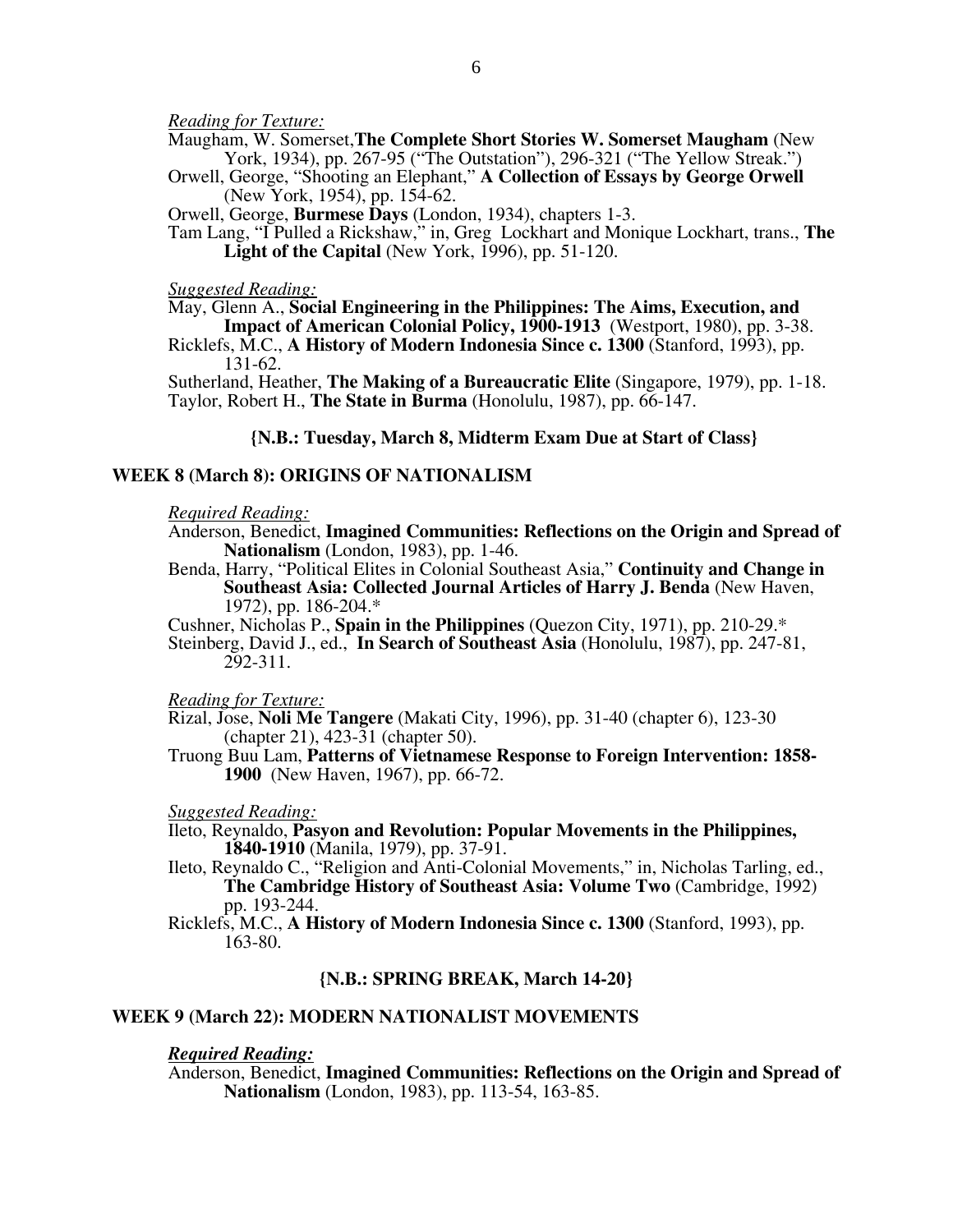*Reading for Texture:*

Maugham, W. Somerset,**The Complete Short Stories W. Somerset Maugham** (New York, 1934), pp. 267-95 ("The Outstation"), 296-321 ("The Yellow Streak.")

Orwell, George, "Shooting an Elephant," **A Collection of Essays by George Orwell** (New York, 1954), pp. 154-62.

Orwell, George, **Burmese Days** (London, 1934), chapters 1-3.

Tam Lang, "I Pulled a Rickshaw," in, Greg Lockhart and Monique Lockhart, trans., **The Light of the Capital** (New York, 1996), pp. 51-120.

*Suggested Reading:*

May, Glenn A., **Social Engineering in the Philippines: The Aims, Execution, and Impact of American Colonial Policy, 1900-1913** (Westport, 1980), pp. 3-38.

Ricklefs, M.C., **A History of Modern Indonesia Since c. 1300** (Stanford, 1993), pp. 131-62.

Sutherland, Heather, **The Making of a Bureaucratic Elite** (Singapore, 1979), pp. 1-18.

Taylor, Robert H., **The State in Burma** (Honolulu, 1987), pp. 66-147.

**{N.B.: Tuesday, March 8, Midterm Exam Due at Start of Class}**

## WEEK 8 (March 8): ORIGINS OF NATIONALISM

*Required Reading:*

Anderson, Benedict, **Imagined Communities: Reflections on the Origin and Spread of Nationalism** (London, 1983), pp. 1-46.

Benda, Harry, "Political Elites in Colonial Southeast Asia," **Continuity and Change in Southeast Asia: Collected Journal Articles of Harry J. Benda** (New Haven, 1972), pp. 186-204.*

Cushner, Nicholas P., **Spain in the Philippines** (Quezon City, 1971), pp. 210-29.*

Steinberg, David J., ed., **In Search of Southeast Asia** (Honolulu, 1987), pp. 247-81, 292-311.

*Reading for Texture:*

Rizal, Jose, **Noli Me Tangere** (Makati City, 1996), pp. 31-40 (chapter 6), 123-30 (chapter 21), 423-31 (chapter 50).

Truong Buu Lam, **Patterns of Vietnamese Response to Foreign Intervention: 1858-1900** (New Haven, 1967), pp. 66-72.

*Suggested Reading:*

Ileto, Reynaldo, **Pasyon and Revolution: Popular Movements in the Philippines, 1840-1910** (Manila, 1979), pp. 37-91.

Ileto, Reynaldo C., "Religion and Anti-Colonial Movements," in, Nicholas Tarling, ed., **The Cambridge History of Southeast Asia: Volume Two** (Cambridge, 1992) pp. 193-244.

Ricklefs, M.C., **A History of Modern Indonesia Since c. 1300** (Stanford, 1993), pp. 163-80.

**{N.B.: SPRING BREAK, March 14-20}**

## WEEK 9 (March 22): MODERN NATIONALIST MOVEMENTS

***Required Reading:***

Anderson, Benedict, **Imagined Communities: Reflections on the Origin and Spread of Nationalism** (London, 1983), pp. 113-54, 163-85.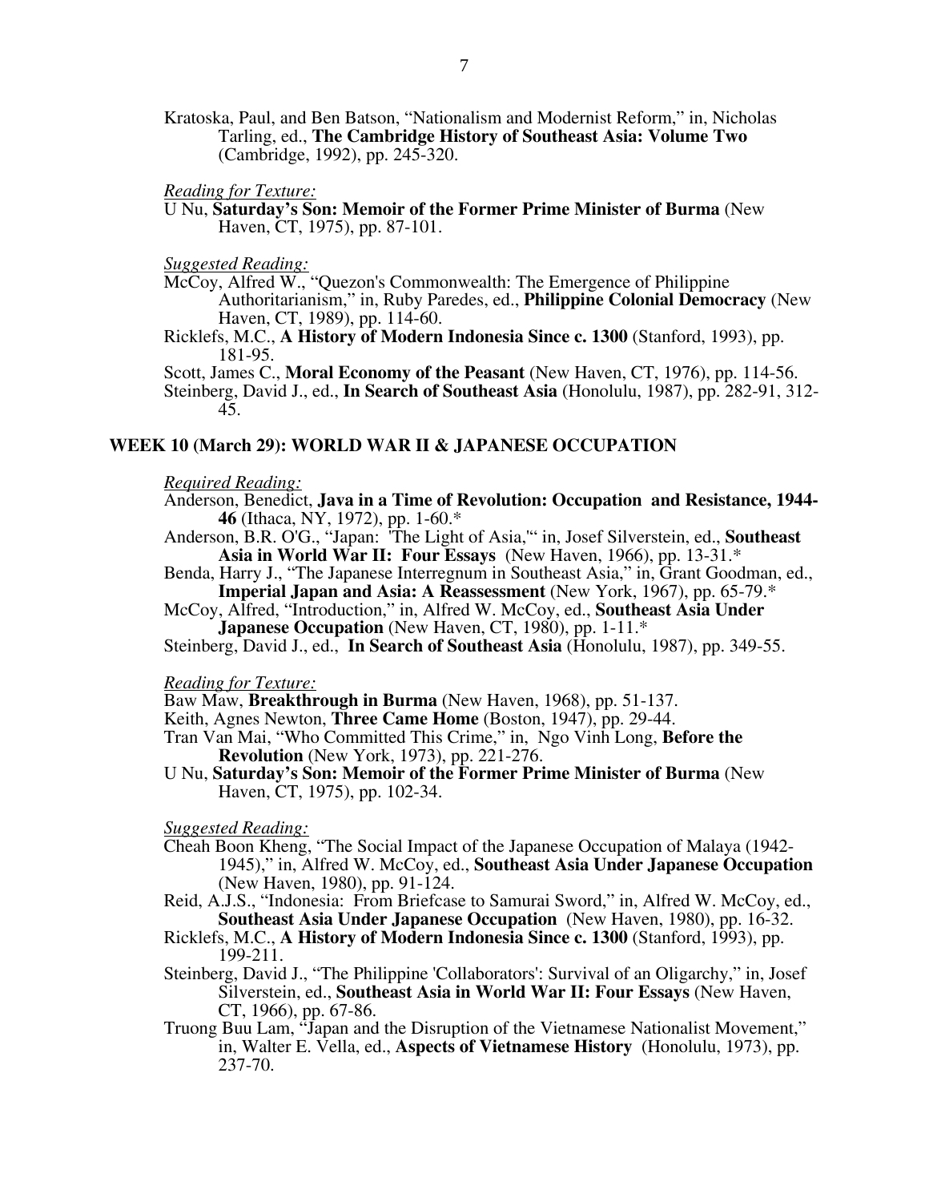Kratoska, Paul, and Ben Batson, "Nationalism and Modernist Reform," in, Nicholas Tarling, ed., **The Cambridge History of Southeast Asia: Volume Two** (Cambridge, 1992), pp. 245-320.

*Reading for Texture:*

U Nu, **Saturday's Son: Memoir of the Former Prime Minister of Burma** (New Haven, CT, 1975), pp. 87-101.

*Suggested Reading:*

McCoy, Alfred W., "Quezon's Commonwealth: The Emergence of Philippine Authoritarianism," in, Ruby Paredes, ed., **Philippine Colonial Democracy** (New Haven, CT, 1989), pp. 114-60.

Ricklefs, M.C., **A History of Modern Indonesia Since c. 1300** (Stanford, 1993), pp. 181-95.

Scott, James C., **Moral Economy of the Peasant** (New Haven, CT, 1976), pp. 114-56.

Steinberg, David J., ed., **In Search of Southeast Asia** (Honolulu, 1987), pp. 282-91, 312-45.

## WEEK 10 (March 29): WORLD WAR II & JAPANESE OCCUPATION

*Required Reading:*

Anderson, Benedict, **Java in a Time of Revolution: Occupation and Resistance, 1944-46** (Ithaca, NY, 1972), pp. 1-60.*

Anderson, B.R. O'G., "Japan: 'The Light of Asia,'" in, Josef Silverstein, ed., **Southeast Asia in World War II: Four Essays** (New Haven, 1966), pp. 13-31.*

Benda, Harry J., "The Japanese Interregnum in Southeast Asia," in, Grant Goodman, ed., **Imperial Japan and Asia: A Reassessment** (New York, 1967), pp. 65-79.*

McCoy, Alfred, "Introduction," in, Alfred W. McCoy, ed., **Southeast Asia Under Japanese Occupation** (New Haven, CT, 1980), pp. 1-11.*

Steinberg, David J., ed., **In Search of Southeast Asia** (Honolulu, 1987), pp. 349-55.

*Reading for Texture:*

Baw Maw, **Breakthrough in Burma** (New Haven, 1968), pp. 51-137.

Keith, Agnes Newton, **Three Came Home** (Boston, 1947), pp. 29-44.

Tran Van Mai, "Who Committed This Crime," in, Ngo Vinh Long, **Before the Revolution** (New York, 1973), pp. 221-276.

U Nu, **Saturday's Son: Memoir of the Former Prime Minister of Burma** (New Haven, CT, 1975), pp. 102-34.

*Suggested Reading:*

Cheah Boon Kheng, "The Social Impact of the Japanese Occupation of Malaya (1942-1945)," in, Alfred W. McCoy, ed., **Southeast Asia Under Japanese Occupation** (New Haven, 1980), pp. 91-124.

Reid, A.J.S., "Indonesia: From Briefcase to Samurai Sword," in, Alfred W. McCoy, ed., **Southeast Asia Under Japanese Occupation** (New Haven, 1980), pp. 16-32.

Ricklefs, M.C., **A History of Modern Indonesia Since c. 1300** (Stanford, 1993), pp. 199-211.

Steinberg, David J., "The Philippine 'Collaborators': Survival of an Oligarchy," in, Josef Silverstein, ed., **Southeast Asia in World War II: Four Essays** (New Haven, CT, 1966), pp. 67-86.

Truong Buu Lam, "Japan and the Disruption of the Vietnamese Nationalist Movement," in, Walter E. Vella, ed., **Aspects of Vietnamese History** (Honolulu, 1973), pp. 237-70.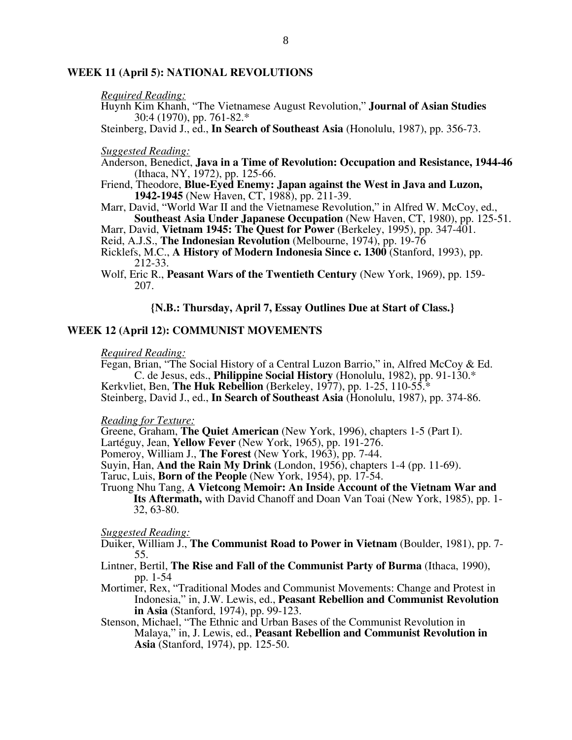## WEEK 11 (April 5): NATIONAL REVOLUTIONS

*Required Reading:*

Huynh Kim Khanh, "The Vietnamese August Revolution," **Journal of Asian Studies** 30:4 (1970), pp. 761-82.*

Steinberg, David J., ed., **In Search of Southeast Asia** (Honolulu, 1987), pp. 356-73.

*Suggested Reading:*

Anderson, Benedict, **Java in a Time of Revolution: Occupation and Resistance, 1944-46** (Ithaca, NY, 1972), pp. 125-66.

Friend, Theodore, **Blue-Eyed Enemy: Japan against the West in Java and Luzon, 1942-1945** (New Haven, CT, 1988), pp. 211-39.

Marr, David, "World War II and the Vietnamese Revolution," in Alfred W. McCoy, ed., **Southeast Asia Under Japanese Occupation** (New Haven, CT, 1980), pp. 125-51.

Marr, David, **Vietnam 1945: The Quest for Power** (Berkeley, 1995), pp. 347-401.

Reid, A.J.S., **The Indonesian Revolution** (Melbourne, 1974), pp. 19-76

Ricklefs, M.C., **A History of Modern Indonesia Since c. 1300** (Stanford, 1993), pp. 212-33.

Wolf, Eric R., **Peasant Wars of the Twentieth Century** (New York, 1969), pp. 159-207.

**{N.B.: Thursday, April 7, Essay Outlines Due at Start of Class.}**

## WEEK 12 (April 12): COMMUNIST MOVEMENTS

*Required Reading:*

Fegan, Brian, "The Social History of a Central Luzon Barrio," in, Alfred McCoy & Ed. C. de Jesus, eds., **Philippine Social History** (Honolulu, 1982), pp. 91-130.*

Kerkvliet, Ben, **The Huk Rebellion** (Berkeley, 1977), pp. 1-25, 110-55.*

Steinberg, David J., ed., **In Search of Southeast Asia** (Honolulu, 1987), pp. 374-86.

*Reading for Texture:*

Greene, Graham, **The Quiet American** (New York, 1996), chapters 1-5 (Part I).

Lartéguy, Jean, **Yellow Fever** (New York, 1965), pp. 191-276.

Pomeroy, William J., **The Forest** (New York, 1963), pp. 7-44.

Suyin, Han, **And the Rain My Drink** (London, 1956), chapters 1-4 (pp. 11-69).

Taruc, Luis, **Born of the People** (New York, 1954), pp. 17-54.

Truong Nhu Tang, **A Vietcong Memoir: An Inside Account of the Vietnam War and Its Aftermath,** with David Chanoff and Doan Van Toai (New York, 1985), pp. 1-32, 63-80.

*Suggested Reading:*

Duiker, William J., **The Communist Road to Power in Vietnam** (Boulder, 1981), pp. 7-55.

Lintner, Bertil, **The Rise and Fall of the Communist Party of Burma** (Ithaca, 1990), pp. 1-54

Mortimer, Rex, "Traditional Modes and Communist Movements: Change and Protest in Indonesia," in, J.W. Lewis, ed., **Peasant Rebellion and Communist Revolution in Asia** (Stanford, 1974), pp. 99-123.

Stenson, Michael, "The Ethnic and Urban Bases of the Communist Revolution in Malaya," in, J. Lewis, ed., **Peasant Rebellion and Communist Revolution in Asia** (Stanford, 1974), pp. 125-50.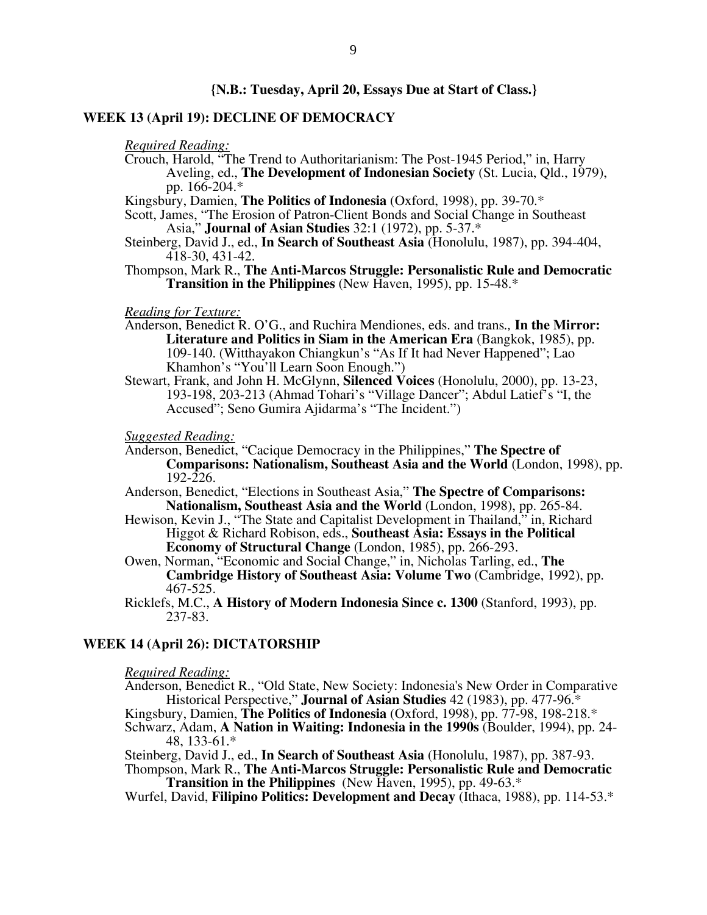**{N.B.: Tuesday, April 20, Essays Due at Start of Class.}**

## WEEK 13 (April 19): DECLINE OF DEMOCRACY

*Required Reading:*

Crouch, Harold, "The Trend to Authoritarianism: The Post-1945 Period," in, Harry Aveling, ed., **The Development of Indonesian Society** (St. Lucia, Qld., 1979), pp. 166-204.*

Kingsbury, Damien, **The Politics of Indonesia** (Oxford, 1998), pp. 39-70.*

Scott, James, "The Erosion of Patron-Client Bonds and Social Change in Southeast Asia," **Journal of Asian Studies** 32:1 (1972), pp. 5-37.*

Steinberg, David J., ed., **In Search of Southeast Asia** (Honolulu, 1987), pp. 394-404, 418-30, 431-42.

Thompson, Mark R., **The Anti-Marcos Struggle: Personalistic Rule and Democratic Transition in the Philippines** (New Haven, 1995), pp. 15-48.*

*Reading for Texture:*

Anderson, Benedict R. O'G., and Ruchira Mendiones, eds. and trans., **In the Mirror: Literature and Politics in Siam in the American Era** (Bangkok, 1985), pp. 109-140. (Witthayakon Chiangkun's "As If It had Never Happened"; Lao Khamhon's "You'll Learn Soon Enough.")

Stewart, Frank, and John H. McGlynn, **Silenced Voices** (Honolulu, 2000), pp. 13-23, 193-198, 203-213 (Ahmad Tohari's "Village Dancer"; Abdul Latief's "I, the Accused"; Seno Gumira Ajidarma's "The Incident.")

*Suggested Reading:*

Anderson, Benedict, "Cacique Democracy in the Philippines," **The Spectre of Comparisons: Nationalism, Southeast Asia and the World** (London, 1998), pp. 192-226.

Anderson, Benedict, "Elections in Southeast Asia," **The Spectre of Comparisons: Nationalism, Southeast Asia and the World** (London, 1998), pp. 265-84.

Hewison, Kevin J., "The State and Capitalist Development in Thailand," in, Richard Higgot & Richard Robison, eds., **Southeast Asia: Essays in the Political Economy of Structural Change** (London, 1985), pp. 266-293.

Owen, Norman, "Economic and Social Change," in, Nicholas Tarling, ed., **The Cambridge History of Southeast Asia: Volume Two** (Cambridge, 1992), pp. 467-525.

Ricklefs, M.C., **A History of Modern Indonesia Since c. 1300** (Stanford, 1993), pp. 237-83.

## WEEK 14 (April 26): DICTATORSHIP

*Required Reading:*

Anderson, Benedict R., "Old State, New Society: Indonesia's New Order in Comparative Historical Perspective," **Journal of Asian Studies** 42 (1983), pp. 477-96.*

Kingsbury, Damien, **The Politics of Indonesia** (Oxford, 1998), pp. 77-98, 198-218.*

Schwarz, Adam, **A Nation in Waiting: Indonesia in the 1990s** (Boulder, 1994), pp. 24-48, 133-61.*

Steinberg, David J., ed., **In Search of Southeast Asia** (Honolulu, 1987), pp. 387-93.

Thompson, Mark R., **The Anti-Marcos Struggle: Personalistic Rule and Democratic Transition in the Philippines** (New Haven, 1995), pp. 49-63.*

Wurfel, David, **Filipino Politics: Development and Decay** (Ithaca, 1988), pp. 114-53.*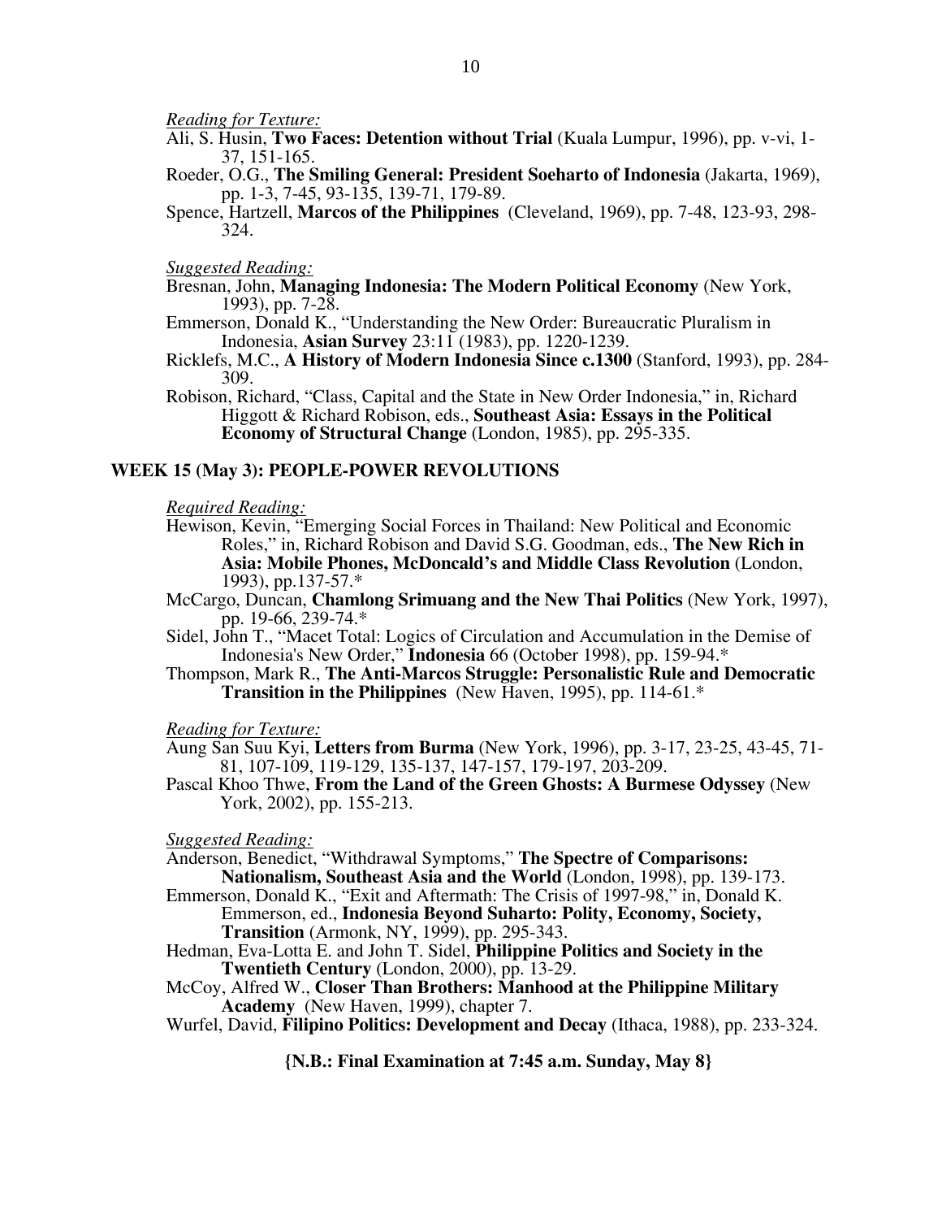*Reading for Texture:*

Ali, S. Husin, **Two Faces: Detention without Trial** (Kuala Lumpur, 1996), pp. v-vi, 1-37, 151-165.

Roeder, O.G., **The Smiling General: President Soeharto of Indonesia** (Jakarta, 1969), pp. 1-3, 7-45, 93-135, 139-71, 179-89.

Spence, Hartzell, **Marcos of the Philippines** (Cleveland, 1969), pp. 7-48, 123-93, 298-324.

*Suggested Reading:*

Bresnan, John, **Managing Indonesia: The Modern Political Economy** (New York, 1993), pp. 7-28.

Emmerson, Donald K., "Understanding the New Order: Bureaucratic Pluralism in Indonesia, **Asian Survey** 23:11 (1983), pp. 1220-1239.

Ricklefs, M.C., **A History of Modern Indonesia Since c.1300** (Stanford, 1993), pp. 284-309.

Robison, Richard, "Class, Capital and the State in New Order Indonesia," in, Richard Higgott & Richard Robison, eds., **Southeast Asia: Essays in the Political Economy of Structural Change** (London, 1985), pp. 295-335.

## WEEK 15 (May 3): PEOPLE-POWER REVOLUTIONS

*Required Reading:*

Hewison, Kevin, "Emerging Social Forces in Thailand: New Political and Economic Roles," in, Richard Robison and David S.G. Goodman, eds., **The New Rich in Asia: Mobile Phones, McDoncald's and Middle Class Revolution** (London, 1993), pp.137-57.*

McCargo, Duncan, **Chamlong Srimuang and the New Thai Politics** (New York, 1997), pp. 19-66, 239-74.*

Sidel, John T., "Macet Total: Logics of Circulation and Accumulation in the Demise of Indonesia's New Order," **Indonesia** 66 (October 1998), pp. 159-94.*

Thompson, Mark R., **The Anti-Marcos Struggle: Personalistic Rule and Democratic Transition in the Philippines** (New Haven, 1995), pp. 114-61.*

*Reading for Texture:*

Aung San Suu Kyi, **Letters from Burma** (New York, 1996), pp. 3-17, 23-25, 43-45, 71-81, 107-109, 119-129, 135-137, 147-157, 179-197, 203-209.

Pascal Khoo Thwe, **From the Land of the Green Ghosts: A Burmese Odyssey** (New York, 2002), pp. 155-213.

*Suggested Reading:*

Anderson, Benedict, "Withdrawal Symptoms," **The Spectre of Comparisons: Nationalism, Southeast Asia and the World** (London, 1998), pp. 139-173.

Emmerson, Donald K., "Exit and Aftermath: The Crisis of 1997-98," in, Donald K. Emmerson, ed., **Indonesia Beyond Suharto: Polity, Economy, Society, Transition** (Armonk, NY, 1999), pp. 295-343.

Hedman, Eva-Lotta E. and John T. Sidel, **Philippine Politics and Society in the Twentieth Century** (London, 2000), pp. 13-29.

McCoy, Alfred W., **Closer Than Brothers: Manhood at the Philippine Military Academy** (New Haven, 1999), chapter 7.

Wurfel, David, **Filipino Politics: Development and Decay** (Ithaca, 1988), pp. 233-324.

**{N.B.: Final Examination at 7:45 a.m. Sunday, May 8}**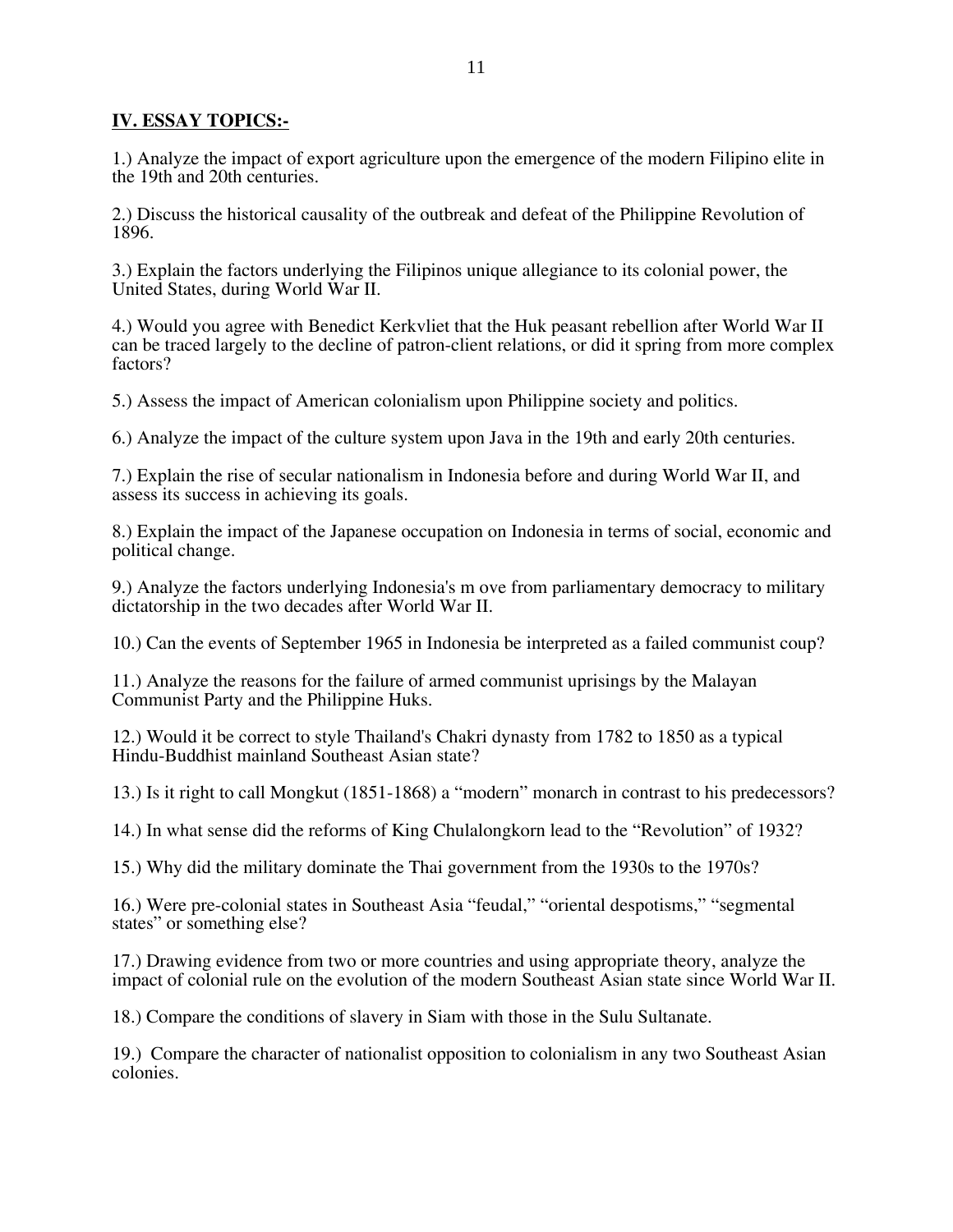## IV. ESSAY TOPICS:-

1.) Analyze the impact of export agriculture upon the emergence of the modern Filipino elite in the 19th and 20th centuries.

2.) Discuss the historical causality of the outbreak and defeat of the Philippine Revolution of 1896.

3.) Explain the factors underlying the Filipinos unique allegiance to its colonial power, the United States, during World War II.

4.) Would you agree with Benedict Kerkvliet that the Huk peasant rebellion after World War II can be traced largely to the decline of patron-client relations, or did it spring from more complex factors?

5.) Assess the impact of American colonialism upon Philippine society and politics.

6.) Analyze the impact of the culture system upon Java in the 19th and early 20th centuries.

7.) Explain the rise of secular nationalism in Indonesia before and during World War II, and assess its success in achieving its goals.

8.) Explain the impact of the Japanese occupation on Indonesia in terms of social, economic and political change.

9.) Analyze the factors underlying Indonesia's m ove from parliamentary democracy to military dictatorship in the two decades after World War II.

10.) Can the events of September 1965 in Indonesia be interpreted as a failed communist coup?

11.) Analyze the reasons for the failure of armed communist uprisings by the Malayan Communist Party and the Philippine Huks.

12.) Would it be correct to style Thailand's Chakri dynasty from 1782 to 1850 as a typical Hindu-Buddhist mainland Southeast Asian state?

13.) Is it right to call Mongkut (1851-1868) a "modern" monarch in contrast to his predecessors?

14.) In what sense did the reforms of King Chulalongkorn lead to the "Revolution" of 1932?

15.) Why did the military dominate the Thai government from the 1930s to the 1970s?

16.) Were pre-colonial states in Southeast Asia "feudal," "oriental despotisms," "segmental states" or something else?

17.) Drawing evidence from two or more countries and using appropriate theory, analyze the impact of colonial rule on the evolution of the modern Southeast Asian state since World War II.

18.) Compare the conditions of slavery in Siam with those in the Sulu Sultanate.

19.) Compare the character of nationalist opposition to colonialism in any two Southeast Asian colonies.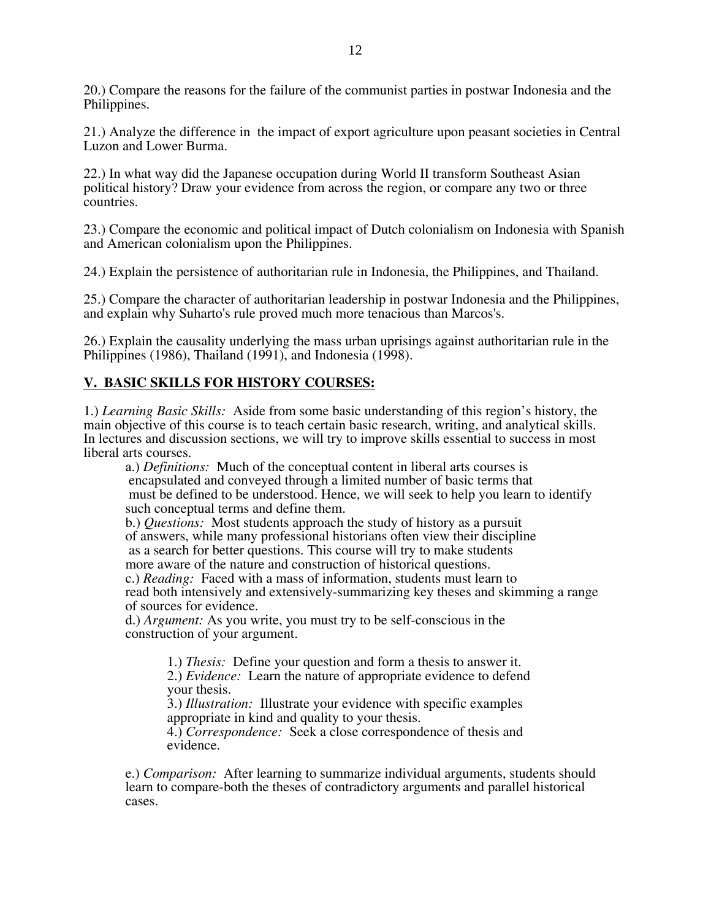20.) Compare the reasons for the failure of the communist parties in postwar Indonesia and the Philippines.

21.) Analyze the difference in the impact of export agriculture upon peasant societies in Central Luzon and Lower Burma.

22.) In what way did the Japanese occupation during World II transform Southeast Asian political history? Draw your evidence from across the region, or compare any two or three countries.

23.) Compare the economic and political impact of Dutch colonialism on Indonesia with Spanish and American colonialism upon the Philippines.

24.) Explain the persistence of authoritarian rule in Indonesia, the Philippines, and Thailand.

25.) Compare the character of authoritarian leadership in postwar Indonesia and the Philippines, and explain why Suharto's rule proved much more tenacious than Marcos's.

26.) Explain the causality underlying the mass urban uprisings against authoritarian rule in the Philippines (1986), Thailand (1991), and Indonesia (1998).

## V. BASIC SKILLS FOR HISTORY COURSES:

1.) *Learning Basic Skills:* Aside from some basic understanding of this region's history, the main objective of this course is to teach certain basic research, writing, and analytical skills. In lectures and discussion sections, we will try to improve skills essential to success in most liberal arts courses.

a.) *Definitions:* Much of the conceptual content in liberal arts courses is encapsulated and conveyed through a limited number of basic terms that must be defined to be understood. Hence, we will seek to help you learn to identify such conceptual terms and define them.

b.) *Questions:* Most students approach the study of history as a pursuit of answers, while many professional historians often view their discipline as a search for better questions. This course will try to make students more aware of the nature and construction of historical questions.

c.) *Reading:* Faced with a mass of information, students must learn to read both intensively and extensively-summarizing key theses and skimming a range of sources for evidence.

d.) *Argument:* As you write, you must try to be self-conscious in the construction of your argument.

1.) *Thesis:* Define your question and form a thesis to answer it.
2.) *Evidence:* Learn the nature of appropriate evidence to defend your thesis.
3.) *Illustration:* Illustrate your evidence with specific examples appropriate in kind and quality to your thesis.
4.) *Correspondence:* Seek a close correspondence of thesis and evidence.

e.) *Comparison:* After learning to summarize individual arguments, students should learn to compare-both the theses of contradictory arguments and parallel historical cases.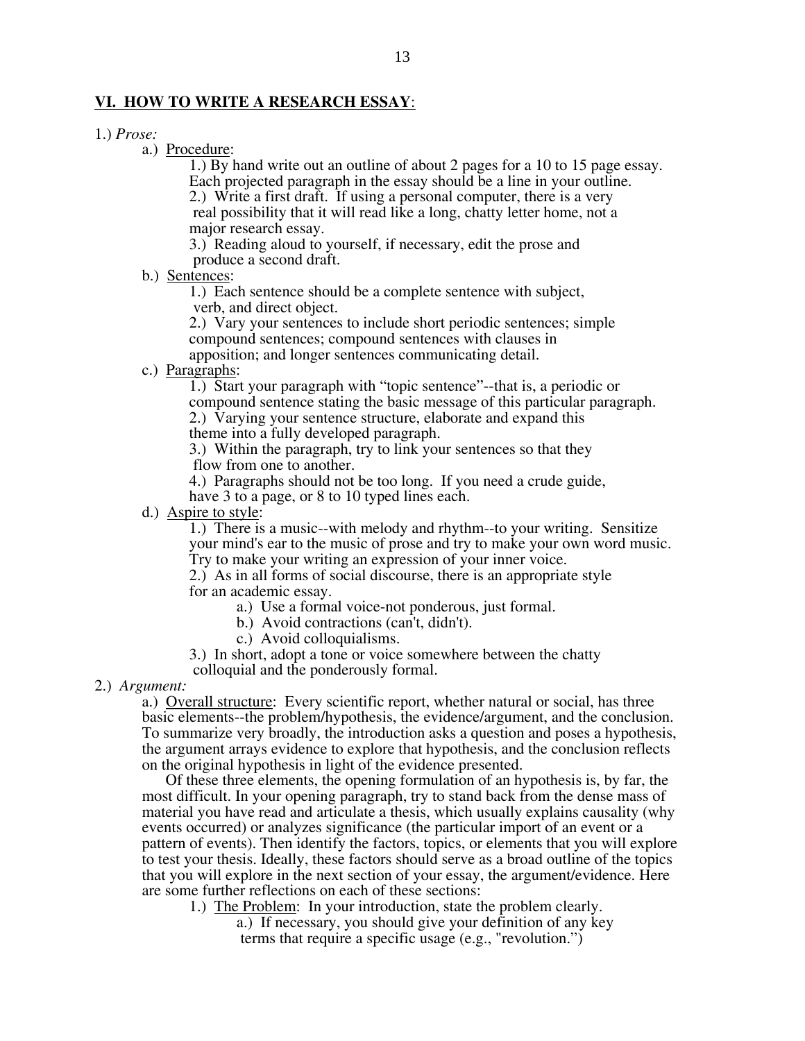## VI. HOW TO WRITE A RESEARCH ESSAY:

1.) *Prose:*

- a.) Procedure:
  - 1.) By hand write out an outline of about 2 pages for a 10 to 15 page essay. Each projected paragraph in the essay should be a line in your outline.
  - 2.) Write a first draft. If using a personal computer, there is a very real possibility that it will read like a long, chatty letter home, not a major research essay.
  - 3.) Reading aloud to yourself, if necessary, edit the prose and produce a second draft.
- b.) Sentences:
  - 1.) Each sentence should be a complete sentence with subject, verb, and direct object.
  - 2.) Vary your sentences to include short periodic sentences; simple compound sentences; compound sentences with clauses in apposition; and longer sentences communicating detail.
- c.) Paragraphs:
  - 1.) Start your paragraph with "topic sentence"--that is, a periodic or compound sentence stating the basic message of this particular paragraph.
  - 2.) Varying your sentence structure, elaborate and expand this theme into a fully developed paragraph.
  - 3.) Within the paragraph, try to link your sentences so that they flow from one to another.
  - 4.) Paragraphs should not be too long. If you need a crude guide, have 3 to a page, or 8 to 10 typed lines each.
- d.) Aspire to style:
  - 1.) There is a music--with melody and rhythm--to your writing. Sensitize your mind's ear to the music of prose and try to make your own word music. Try to make your writing an expression of your inner voice.
  - 2.) As in all forms of social discourse, there is an appropriate style for an academic essay.
    - a.) Use a formal voice-not ponderous, just formal.
    - b.) Avoid contractions (can't, didn't).
    - c.) Avoid colloquialisms.
  - 3.) In short, adopt a tone or voice somewhere between the chatty colloquial and the ponderously formal.

2.) *Argument:*

a.) Overall structure: Every scientific report, whether natural or social, has three basic elements--the problem/hypothesis, the evidence/argument, and the conclusion. To summarize very broadly, the introduction asks a question and poses a hypothesis, the argument arrays evidence to explore that hypothesis, and the conclusion reflects on the original hypothesis in light of the evidence presented.

Of these three elements, the opening formulation of an hypothesis is, by far, the most difficult. In your opening paragraph, try to stand back from the dense mass of material you have read and articulate a thesis, which usually explains causality (why events occurred) or analyzes significance (the particular import of an event or a pattern of events). Then identify the factors, topics, or elements that you will explore to test your thesis. Ideally, these factors should serve as a broad outline of the topics that you will explore in the next section of your essay, the argument/evidence. Here are some further reflections on each of these sections:

- 1.) The Problem: In your introduction, state the problem clearly.
  - a.) If necessary, you should give your definition of any key terms that require a specific usage (e.g., "revolution.")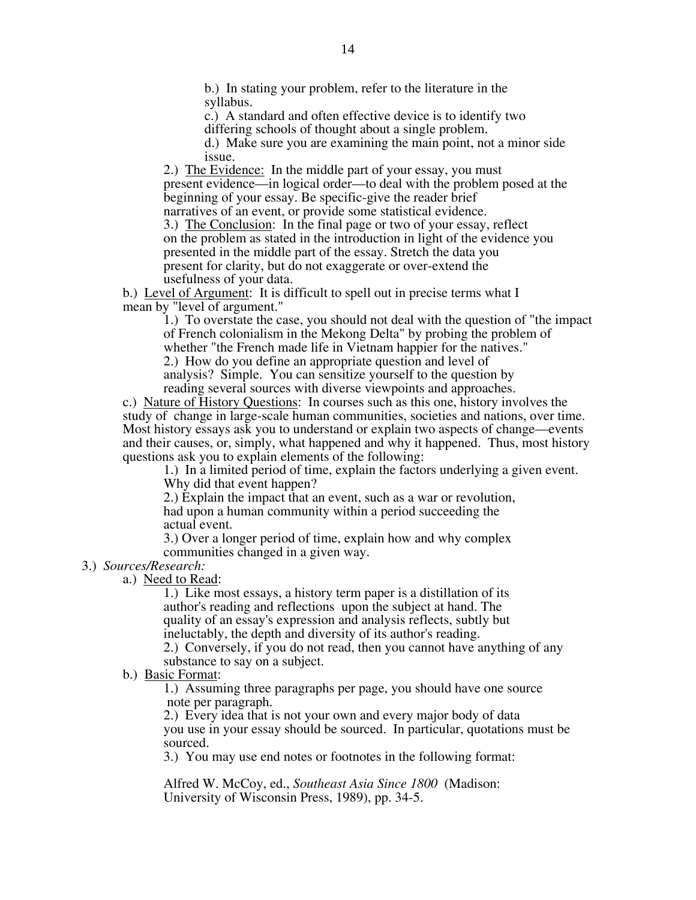b.) In stating your problem, refer to the literature in the syllabus.

c.) A standard and often effective device is to identify two differing schools of thought about a single problem.

d.) Make sure you are examining the main point, not a minor side issue.

2.) The Evidence: In the middle part of your essay, you must present evidence—in logical order—to deal with the problem posed at the beginning of your essay. Be specific-give the reader brief narratives of an event, or provide some statistical evidence.

3.) The Conclusion: In the final page or two of your essay, reflect on the problem as stated in the introduction in light of the evidence you presented in the middle part of the essay. Stretch the data you present for clarity, but do not exaggerate or over-extend the usefulness of your data.

b.) Level of Argument: It is difficult to spell out in precise terms what I mean by "level of argument."

1.) To overstate the case, you should not deal with the question of "the impact of French colonialism in the Mekong Delta" by probing the problem of whether "the French made life in Vietnam happier for the natives."

2.) How do you define an appropriate question and level of analysis? Simple. You can sensitize yourself to the question by reading several sources with diverse viewpoints and approaches.

c.) Nature of History Questions: In courses such as this one, history involves the study of change in large-scale human communities, societies and nations, over time. Most history essays ask you to understand or explain two aspects of change—events and their causes, or, simply, what happened and why it happened. Thus, most history questions ask you to explain elements of the following:

1.) In a limited period of time, explain the factors underlying a given event. Why did that event happen?

2.) Explain the impact that an event, such as a war or revolution, had upon a human community within a period succeeding the actual event.

3.) Over a longer period of time, explain how and why complex communities changed in a given way.

3.) *Sources/Research:*

a.) Need to Read:

1.) Like most essays, a history term paper is a distillation of its author's reading and reflections upon the subject at hand. The quality of an essay's expression and analysis reflects, subtly but ineluctably, the depth and diversity of its author's reading.

2.) Conversely, if you do not read, then you cannot have anything of any substance to say on a subject.

b.) Basic Format:

1.) Assuming three paragraphs per page, you should have one source note per paragraph.

2.) Every idea that is not your own and every major body of data you use in your essay should be sourced. In particular, quotations must be sourced.

3.) You may use end notes or footnotes in the following format:

Alfred W. McCoy, ed., *Southeast Asia Since 1800* (Madison: University of Wisconsin Press, 1989), pp. 34-5.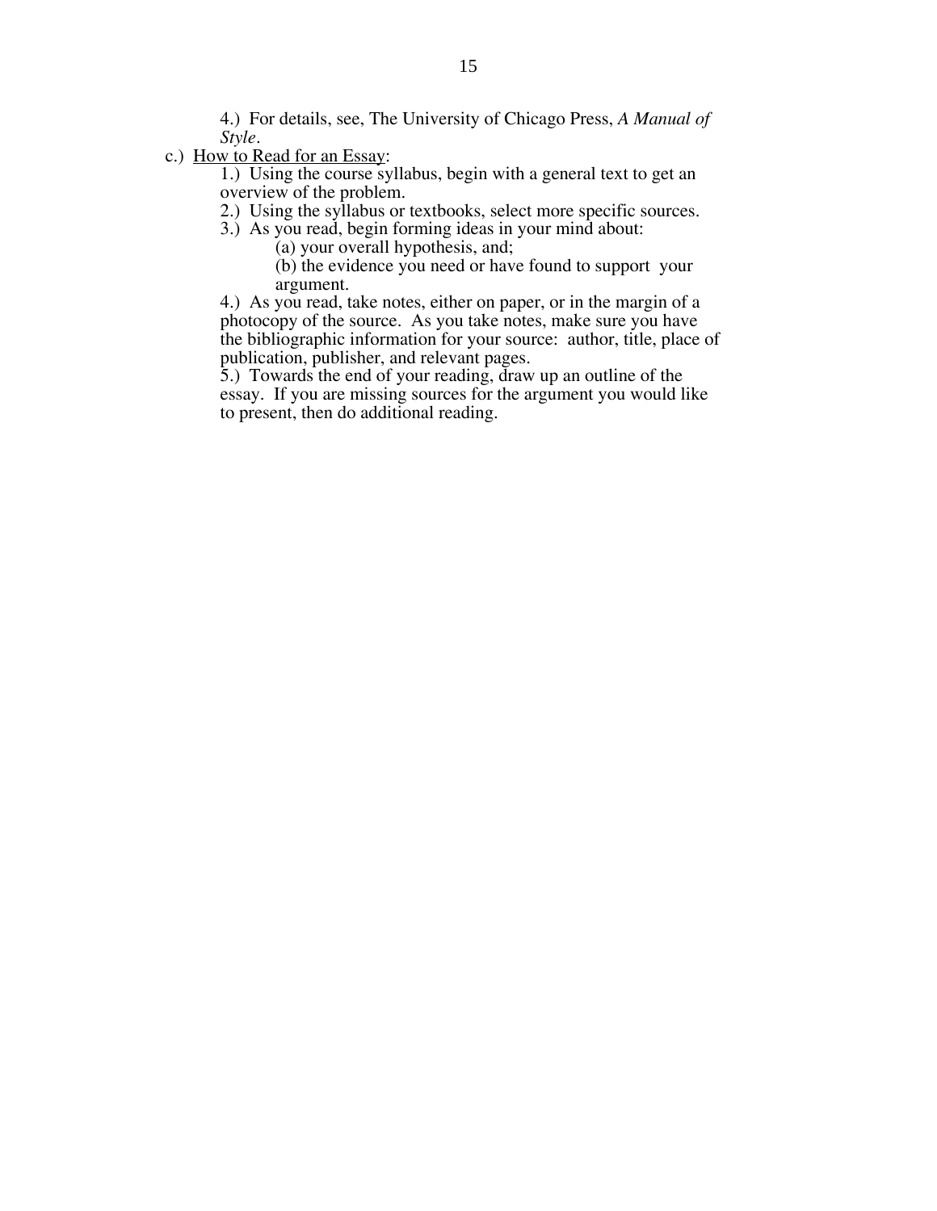4.) For details, see, The University of Chicago Press, *A Manual of Style*.

c.) <u>How to Read for an Essay</u>:

1.) Using the course syllabus, begin with a general text to get an overview of the problem.

2.) Using the syllabus or textbooks, select more specific sources.

3.) As you read, begin forming ideas in your mind about:

(a) your overall hypothesis, and;

(b) the evidence you need or have found to support your argument.

4.) As you read, take notes, either on paper, or in the margin of a photocopy of the source. As you take notes, make sure you have the bibliographic information for your source: author, title, place of publication, publisher, and relevant pages.

5.) Towards the end of your reading, draw up an outline of the essay. If you are missing sources for the argument you would like to present, then do additional reading.